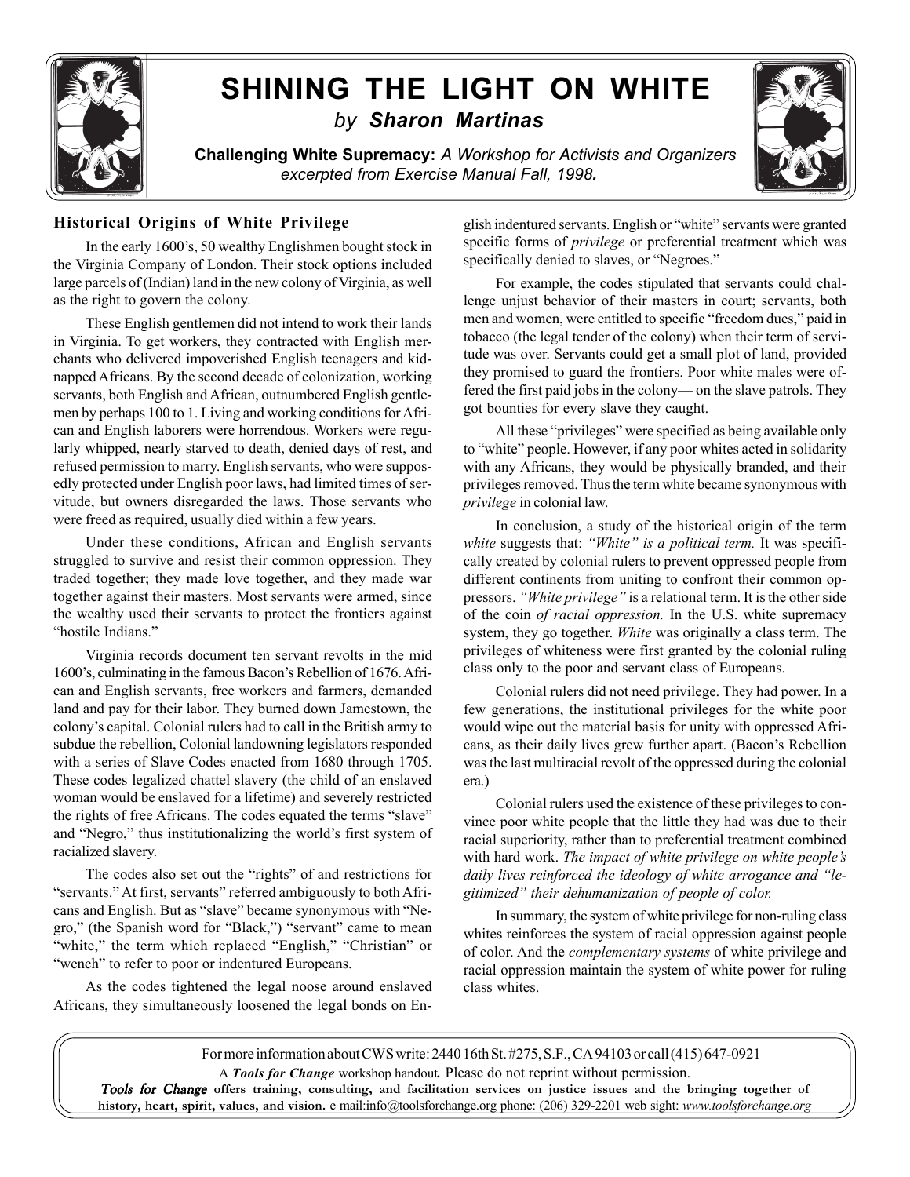# SHINING THE LIGHT ON WHITE

*by* ***Sharon Martinas***

**Challenging White Supremacy:** *A Workshop for Activists and Organizers excerpted from Exercise Manual Fall, 1998.*

## Historical Origins of White Privilege

In the early 1600's, 50 wealthy Englishmen bought stock in the Virginia Company of London. Their stock options included large parcels of (Indian) land in the new colony of Virginia, as well as the right to govern the colony.

These English gentlemen did not intend to work their lands in Virginia. To get workers, they contracted with English merchants who delivered impoverished English teenagers and kidnapped Africans. By the second decade of colonization, working servants, both English and African, outnumbered English gentlemen by perhaps 100 to 1. Living and working conditions for African and English laborers were horrendous. Workers were regularly whipped, nearly starved to death, denied days of rest, and refused permission to marry. English servants, who were supposedly protected under English poor laws, had limited times of servitude, but owners disregarded the laws. Those servants who were freed as required, usually died within a few years.

Under these conditions, African and English servants struggled to survive and resist their common oppression. They traded together; they made love together, and they made war together against their masters. Most servants were armed, since the wealthy used their servants to protect the frontiers against "hostile Indians."

Virginia records document ten servant revolts in the mid 1600's, culminating in the famous Bacon's Rebellion of 1676. African and English servants, free workers and farmers, demanded land and pay for their labor. They burned down Jamestown, the colony's capital. Colonial rulers had to call in the British army to subdue the rebellion, Colonial landowning legislators responded with a series of Slave Codes enacted from 1680 through 1705. These codes legalized chattel slavery (the child of an enslaved woman would be enslaved for a lifetime) and severely restricted the rights of free Africans. The codes equated the terms "slave" and "Negro," thus institutionalizing the world's first system of racialized slavery.

The codes also set out the "rights" of and restrictions for "servants." At first, servants" referred ambiguously to both Africans and English. But as "slave" became synonymous with "Negro," (the Spanish word for "Black,") "servant" came to mean "white," the term which replaced "English," "Christian" or "wench" to refer to poor or indentured Europeans.

As the codes tightened the legal noose around enslaved Africans, they simultaneously loosened the legal bonds on English indentured servants. English or "white" servants were granted specific forms of *privilege* or preferential treatment which was specifically denied to slaves, or "Negroes."

For example, the codes stipulated that servants could challenge unjust behavior of their masters in court; servants, both men and women, were entitled to specific "freedom dues," paid in tobacco (the legal tender of the colony) when their term of servitude was over. Servants could get a small plot of land, provided they promised to guard the frontiers. Poor white males were offered the first paid jobs in the colony— on the slave patrols. They got bounties for every slave they caught.

All these "privileges" were specified as being available only to "white" people. However, if any poor whites acted in solidarity with any Africans, they would be physically branded, and their privileges removed. Thus the term white became synonymous with *privilege* in colonial law.

In conclusion, a study of the historical origin of the term *white* suggests that: *"White" is a political term.* It was specifically created by colonial rulers to prevent oppressed people from different continents from uniting to confront their common oppressors. *"White privilege"* is a relational term. It is the other side of the coin *of racial oppression.* In the U.S. white supremacy system, they go together. *White* was originally a class term. The privileges of whiteness were first granted by the colonial ruling class only to the poor and servant class of Europeans.

Colonial rulers did not need privilege. They had power. In a few generations, the institutional privileges for the white poor would wipe out the material basis for unity with oppressed Africans, as their daily lives grew further apart. (Bacon's Rebellion was the last multiracial revolt of the oppressed during the colonial era.)

Colonial rulers used the existence of these privileges to convince poor white people that the little they had was due to their racial superiority, rather than to preferential treatment combined with hard work. *The impact of white privilege on white people's daily lives reinforced the ideology of white arrogance and "legitimized" their dehumanization of people of color.*

In summary, the system of white privilege for non-ruling class whites reinforces the system of racial oppression against people of color. And the *complementary systems* of white privilege and racial oppression maintain the system of white power for ruling class whites.

---

For more information about CWS write: 2440 16th St. #275, S.F., CA 94103 or call (415) 647-0921

A ***Tools for Change*** workshop handout. Please do not reprint without permission.

***Tools for Change*** **offers training, consulting, and facilitation services on justice issues and the bringing together of history, heart, spirit, values, and vision.** e mail:info@toolsforchange.org phone: (206) 329-2201 web sight: *www.toolsforchange.org*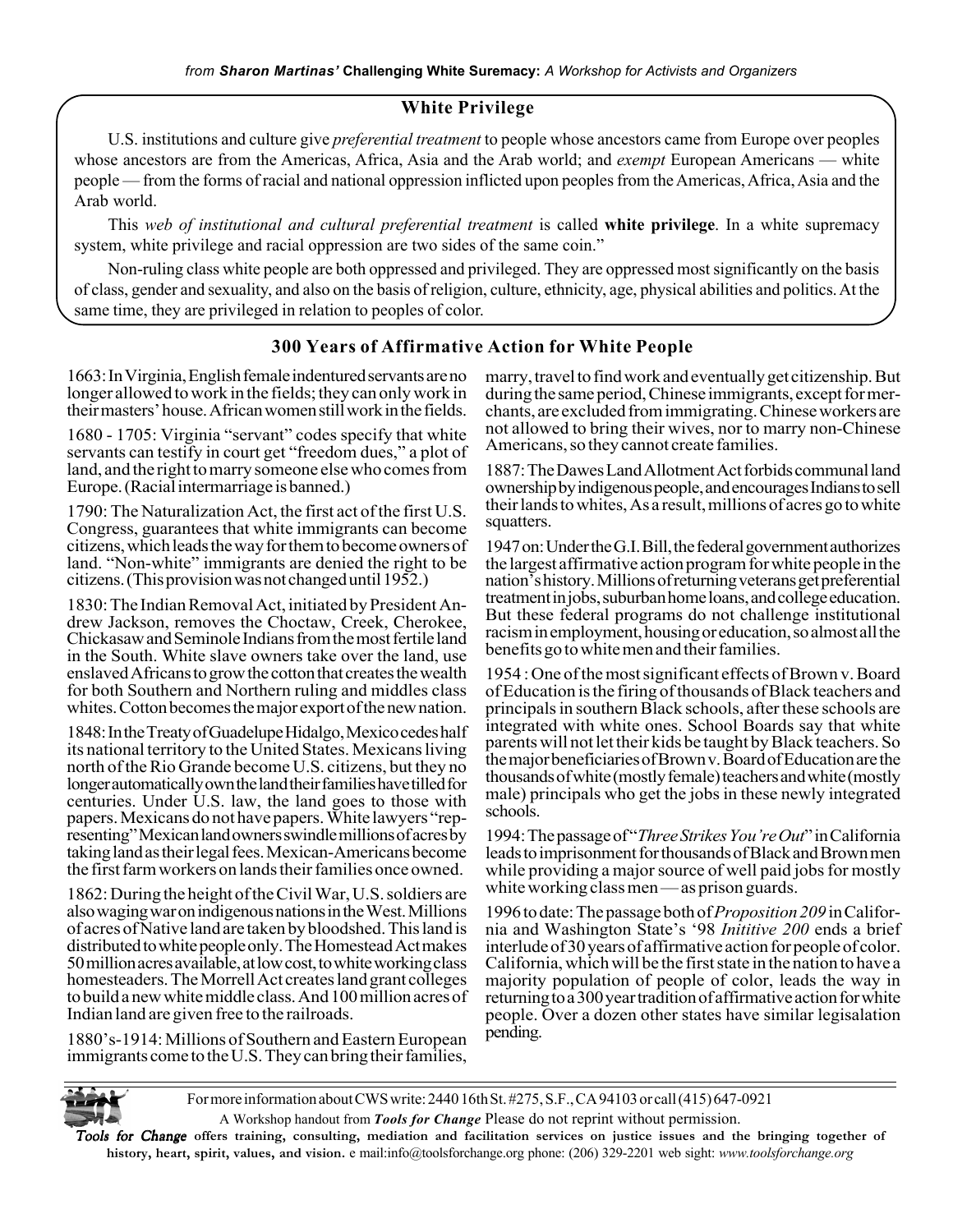*from* ***Sharon Martinas'*** **Challenging White Suremacy:** *A Workshop for Activists and Organizers*

## White Privilege

U.S. institutions and culture give *preferential treatment* to people whose ancestors came from Europe over peoples whose ancestors are from the Americas, Africa, Asia and the Arab world; and *exempt* European Americans — white people — from the forms of racial and national oppression inflicted upon peoples from the Americas, Africa, Asia and the Arab world.

This *web of institutional and cultural preferential treatment* is called **white privilege**. In a white supremacy system, white privilege and racial oppression are two sides of the same coin."

Non-ruling class white people are both oppressed and privileged. They are oppressed most significantly on the basis of class, gender and sexuality, and also on the basis of religion, culture, ethnicity, age, physical abilities and politics. At the same time, they are privileged in relation to peoples of color.

## 300 Years of Affirmative Action for White People

1663: In Virginia, English female indentured servants are no longer allowed to work in the fields; they can only work in their masters' house. African women still work in the fields.

1680 - 1705: Virginia "servant" codes specify that white servants can testify in court get "freedom dues," a plot of land, and the right to marry someone else who comes from Europe. (Racial intermarriage is banned.)

1790: The Naturalization Act, the first act of the first U.S. Congress, guarantees that white immigrants can become citizens, which leads the way for them to become owners of land. "Non-white" immigrants are denied the right to be citizens. (This provision was not changed until 1952.)

1830: The Indian Removal Act, initiated by President Andrew Jackson, removes the Choctaw, Creek, Cherokee, Chickasaw and Seminole Indians from the most fertile land in the South. White slave owners take over the land, use enslaved Africans to grow the cotton that creates the wealth for both Southern and Northern ruling and middles class whites. Cotton becomes the major export of the new nation.

1848: In the Treaty of Guadelupe Hidalgo, Mexico cedes half its national territory to the United States. Mexicans living north of the Rio Grande become U.S. citizens, but they no longer automatically own the land their families have tilled for centuries. Under U.S. law, the land goes to those with papers. Mexicans do not have papers. White lawyers "representing" Mexican land owners swindle millions of acres by taking land as their legal fees. Mexican-Americans become the first farm workers on lands their families once owned.

1862: During the height of the Civil War, U.S. soldiers are also waging war on indigenous nations in the West. Millions of acres of Native land are taken by bloodshed. This land is distributed to white people only. The Homestead Act makes 50 million acres available, at low cost, to white working class homesteaders. The Morrell Act creates land grant colleges to build a new white middle class. And 100 million acres of Indian land are given free to the railroads.

1880's-1914: Millions of Southern and Eastern European immigrants come to the U.S. They can bring their families, marry, travel to find work and eventually get citizenship. But during the same period, Chinese immigrants, except for merchants, are excluded from immigrating. Chinese workers are not allowed to bring their wives, nor to marry non-Chinese Americans, so they cannot create families.

1887: The Dawes Land Allotment Act forbids communal land ownership by indigenous people, and encourages Indians to sell their lands to whites, As a result, millions of acres go to white squatters.

1947 on: Under the G.I. Bill, the federal government authorizes the largest affirmative action program for white people in the nation's history. Millions of returning veterans get preferential treatment in jobs, suburban home loans, and college education. But these federal programs do not challenge institutional racism in employment, housing or education, so almost all the benefits go to white men and their families.

1954 : One of the most significant effects of Brown v. Board of Education is the firing of thousands of Black teachers and principals in southern Black schools, after these schools are integrated with white ones. School Boards say that white parents will not let their kids be taught by Black teachers. So the major beneficiaries of Brown v. Board of Education are the thousands of white (mostly female) teachers and white (mostly male) principals who get the jobs in these newly integrated schools.

1994: The passage of "*Three Strikes You're Out*" in California leads to imprisonment for thousands of Black and Brown men while providing a major source of well paid jobs for mostly white working class men — as prison guards.

1996 to date: The passage both of *Proposition 209* in California and Washington State's '98 *Inititive 200* ends a brief interlude of 30 years of affirmative action for people of color. California, which will be the first state in the nation to have a majority population of people of color, leads the way in returning to a 300 year tradition of affirmative action for white people. Over a dozen other states have similar legisalation pending.

For more information about CWS write: 2440 16th St. #275, S.F., CA 94103 or call (415) 647-0921

A Workshop handout from ***Tools for Change*** Please do not reprint without permission.

***Tools for Change*** **offers training, consulting, mediation and facilitation services on justice issues and the bringing together of history, heart, spirit, values, and vision.** e mail:info@toolsforchange.org phone: (206) 329-2201 web sight: *www.toolsforchange.org*